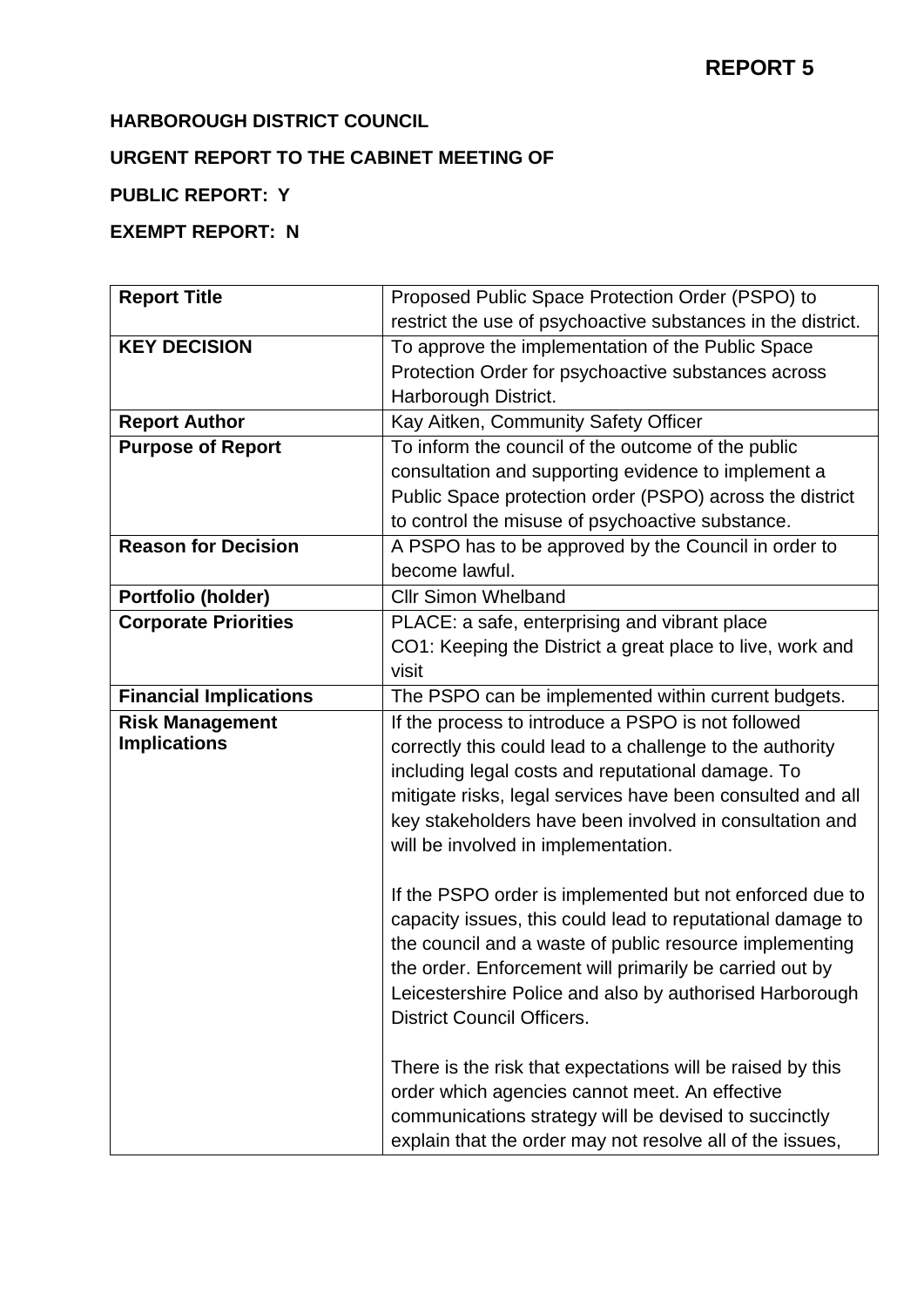**REPORT 5**

**HARBOROUGH DISTRICT COUNCIL**

**URGENT REPORT TO THE CABINET MEETING OF**

**PUBLIC REPORT: Y**

**EXEMPT REPORT: N**

| **Report Title** | Proposed Public Space Protection Order (PSPO) to restrict the use of psychoactive substances in the district. |
|---|---|
| **KEY DECISION** | To approve the implementation of the Public Space Protection Order for psychoactive substances across Harborough District. |
| **Report Author** | Kay Aitken, Community Safety Officer |
| **Purpose of Report** | To inform the council of the outcome of the public consultation and supporting evidence to implement a Public Space protection order (PSPO) across the district to control the misuse of psychoactive substance. |
| **Reason for Decision** | A PSPO has to be approved by the Council in order to become lawful. |
| **Portfolio (holder)** | Cllr Simon Whelband |
| **Corporate Priorities** | PLACE: a safe, enterprising and vibrant place<br>CO1: Keeping the District a great place to live, work and visit |
| **Financial Implications** | The PSPO can be implemented within current budgets. |
| **Risk Management Implications** | If the process to introduce a PSPO is not followed correctly this could lead to a challenge to the authority including legal costs and reputational damage. To mitigate risks, legal services have been consulted and all key stakeholders have been involved in consultation and will be involved in implementation.<br><br>If the PSPO order is implemented but not enforced due to capacity issues, this could lead to reputational damage to the council and a waste of public resource implementing the order. Enforcement will primarily be carried out by Leicestershire Police and also by authorised Harborough District Council Officers.<br><br>There is the risk that expectations will be raised by this order which agencies cannot meet. An effective communications strategy will be devised to succinctly explain that the order may not resolve all of the issues, |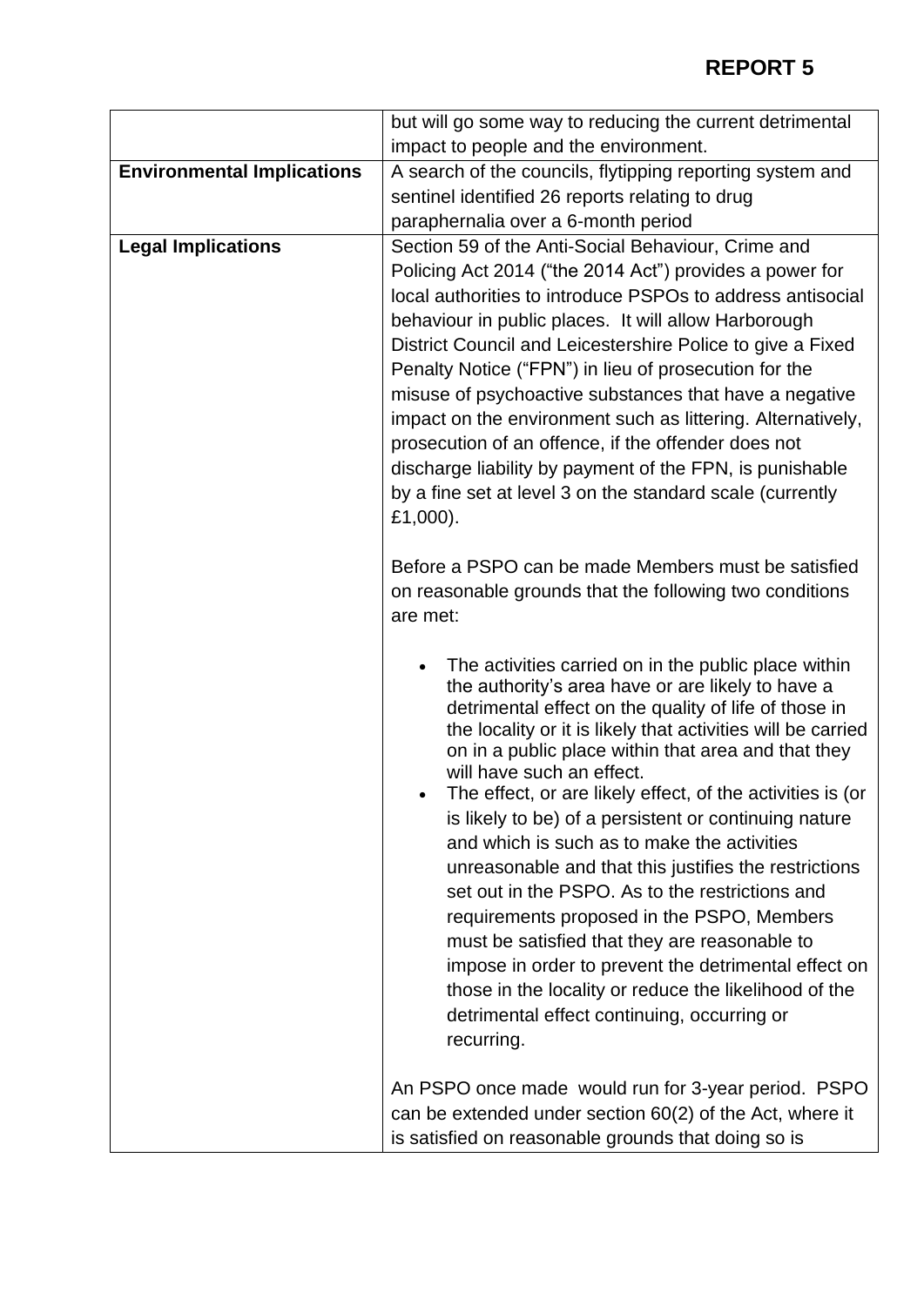| | |
|---|---|
| | but will go some way to reducing the current detrimental impact to people and the environment. |
| **Environmental Implications** | A search of the councils, flytipping reporting system and sentinel identified 26 reports relating to drug paraphernalia over a 6-month period |
| **Legal Implications** | Section 59 of the Anti-Social Behaviour, Crime and Policing Act 2014 ("the 2014 Act") provides a power for local authorities to introduce PSPOs to address antisocial behaviour in public places. It will allow Harborough District Council and Leicestershire Police to give a Fixed Penalty Notice ("FPN") in lieu of prosecution for the misuse of psychoactive substances that have a negative impact on the environment such as littering. Alternatively, prosecution of an offence, if the offender does not discharge liability by payment of the FPN, is punishable by a fine set at level 3 on the standard scale (currently £1,000).<br><br>Before a PSPO can be made Members must be satisfied on reasonable grounds that the following two conditions are met:<br><br>• The activities carried on in the public place within the authority's area have or are likely to have a detrimental effect on the quality of life of those in the locality or it is likely that activities will be carried on in a public place within that area and that they will have such an effect.<br>• The effect, or are likely effect, of the activities is (or is likely to be) of a persistent or continuing nature and which is such as to make the activities unreasonable and that this justifies the restrictions set out in the PSPO. As to the restrictions and requirements proposed in the PSPO, Members must be satisfied that they are reasonable to impose in order to prevent the detrimental effect on those in the locality or reduce the likelihood of the detrimental effect continuing, occurring or recurring.<br><br>An PSPO once made would run for 3-year period. PSPO can be extended under section 60(2) of the Act, where it is satisfied on reasonable grounds that doing so is |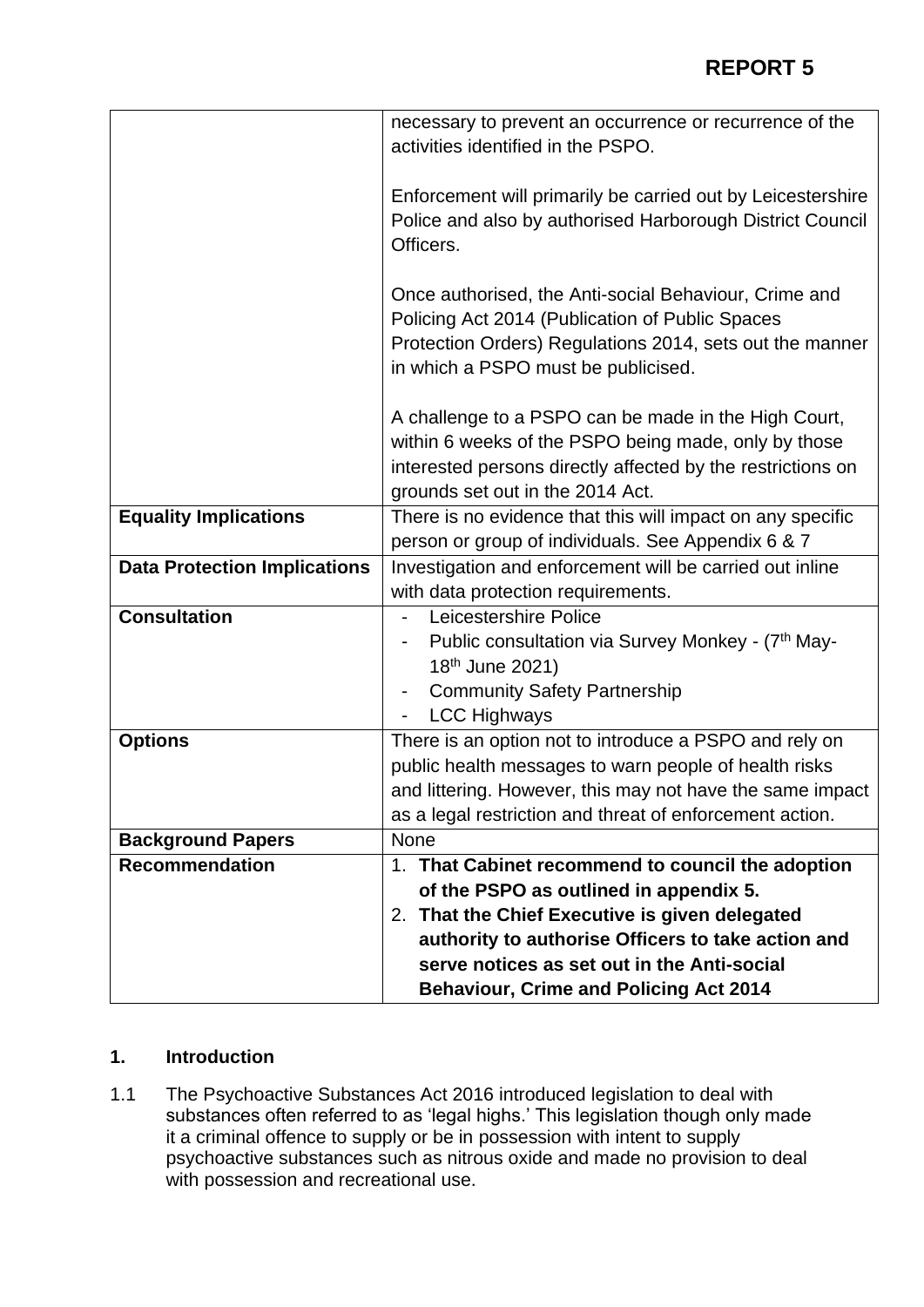**REPORT 5**

| | |
|---|---|
| | necessary to prevent an occurrence or recurrence of the activities identified in the PSPO.<br><br>Enforcement will primarily be carried out by Leicestershire Police and also by authorised Harborough District Council Officers.<br><br>Once authorised, the Anti-social Behaviour, Crime and Policing Act 2014 (Publication of Public Spaces Protection Orders) Regulations 2014, sets out the manner in which a PSPO must be publicised.<br><br>A challenge to a PSPO can be made in the High Court, within 6 weeks of the PSPO being made, only by those interested persons directly affected by the restrictions on grounds set out in the 2014 Act. |
| **Equality Implications** | There is no evidence that this will impact on any specific person or group of individuals. See Appendix 6 & 7 |
| **Data Protection Implications** | Investigation and enforcement will be carried out inline with data protection requirements. |
| **Consultation** | - Leicestershire Police<br>- Public consultation via Survey Monkey - (7th May-18th June 2021)<br>- Community Safety Partnership<br>- LCC Highways |
| **Options** | There is an option not to introduce a PSPO and rely on public health messages to warn people of health risks and littering. However, this may not have the same impact as a legal restriction and threat of enforcement action. |
| **Background Papers** | None |
| **Recommendation** | 1. **That Cabinet recommend to council the adoption of the PSPO as outlined in appendix 5.**<br>2. **That the Chief Executive is given delegated authority to authorise Officers to take action and serve notices as set out in the Anti-social Behaviour, Crime and Policing Act 2014** |

## 1. Introduction

1.1 The Psychoactive Substances Act 2016 introduced legislation to deal with substances often referred to as 'legal highs.' This legislation though only made it a criminal offence to supply or be in possession with intent to supply psychoactive substances such as nitrous oxide and made no provision to deal with possession and recreational use.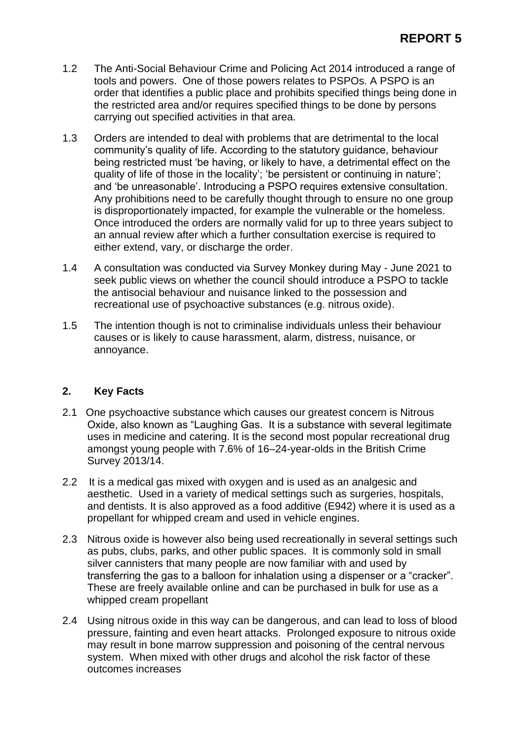**REPORT 5**

1.2 The Anti-Social Behaviour Crime and Policing Act 2014 introduced a range of tools and powers. One of those powers relates to PSPOs. A PSPO is an order that identifies a public place and prohibits specified things being done in the restricted area and/or requires specified things to be done by persons carrying out specified activities in that area.

1.3 Orders are intended to deal with problems that are detrimental to the local community's quality of life. According to the statutory guidance, behaviour being restricted must 'be having, or likely to have, a detrimental effect on the quality of life of those in the locality'; 'be persistent or continuing in nature'; and 'be unreasonable'. Introducing a PSPO requires extensive consultation. Any prohibitions need to be carefully thought through to ensure no one group is disproportionately impacted, for example the vulnerable or the homeless. Once introduced the orders are normally valid for up to three years subject to an annual review after which a further consultation exercise is required to either extend, vary, or discharge the order.

1.4 A consultation was conducted via Survey Monkey during May - June 2021 to seek public views on whether the council should introduce a PSPO to tackle the antisocial behaviour and nuisance linked to the possession and recreational use of psychoactive substances (e.g. nitrous oxide).

1.5 The intention though is not to criminalise individuals unless their behaviour causes or is likely to cause harassment, alarm, distress, nuisance, or annoyance.

## 2. Key Facts

2.1 One psychoactive substance which causes our greatest concern is Nitrous Oxide, also known as "Laughing Gas. It is a substance with several legitimate uses in medicine and catering. It is the second most popular recreational drug amongst young people with 7.6% of 16–24-year-olds in the British Crime Survey 2013/14.

2.2 It is a medical gas mixed with oxygen and is used as an analgesic and aesthetic. Used in a variety of medical settings such as surgeries, hospitals, and dentists. It is also approved as a food additive (E942) where it is used as a propellant for whipped cream and used in vehicle engines.

2.3 Nitrous oxide is however also being used recreationally in several settings such as pubs, clubs, parks, and other public spaces. It is commonly sold in small silver cannisters that many people are now familiar with and used by transferring the gas to a balloon for inhalation using a dispenser or a "cracker". These are freely available online and can be purchased in bulk for use as a whipped cream propellant

2.4 Using nitrous oxide in this way can be dangerous, and can lead to loss of blood pressure, fainting and even heart attacks. Prolonged exposure to nitrous oxide may result in bone marrow suppression and poisoning of the central nervous system. When mixed with other drugs and alcohol the risk factor of these outcomes increases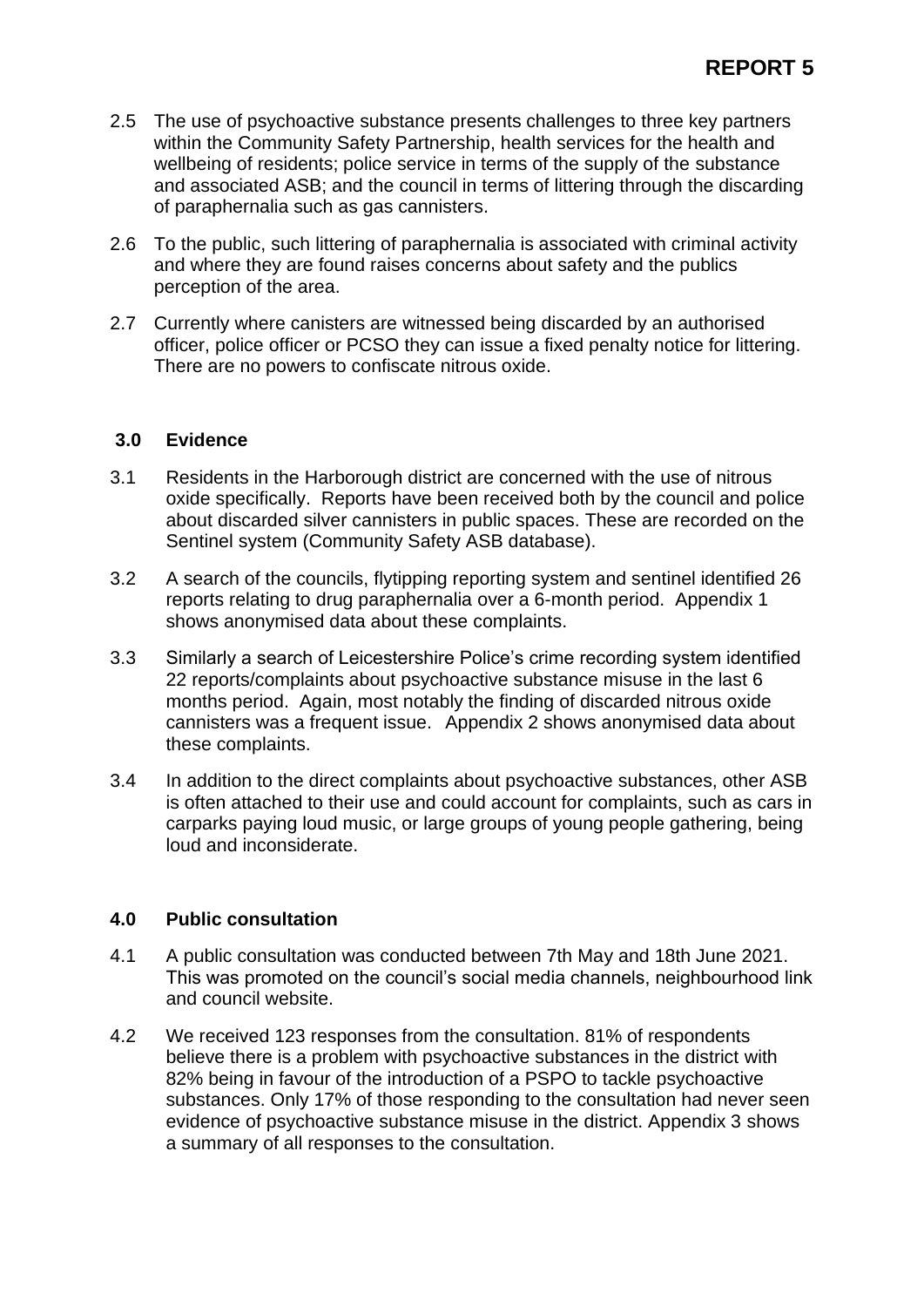2.5 The use of psychoactive substance presents challenges to three key partners within the Community Safety Partnership, health services for the health and wellbeing of residents; police service in terms of the supply of the substance and associated ASB; and the council in terms of littering through the discarding of paraphernalia such as gas cannisters.

2.6 To the public, such littering of paraphernalia is associated with criminal activity and where they are found raises concerns about safety and the publics perception of the area.

2.7 Currently where canisters are witnessed being discarded by an authorised officer, police officer or PCSO they can issue a fixed penalty notice for littering. There are no powers to confiscate nitrous oxide.

## 3.0 Evidence

3.1 Residents in the Harborough district are concerned with the use of nitrous oxide specifically. Reports have been received both by the council and police about discarded silver cannisters in public spaces. These are recorded on the Sentinel system (Community Safety ASB database).

3.2 A search of the councils, flytipping reporting system and sentinel identified 26 reports relating to drug paraphernalia over a 6-month period. Appendix 1 shows anonymised data about these complaints.

3.3 Similarly a search of Leicestershire Police's crime recording system identified 22 reports/complaints about psychoactive substance misuse in the last 6 months period. Again, most notably the finding of discarded nitrous oxide cannisters was a frequent issue. Appendix 2 shows anonymised data about these complaints.

3.4 In addition to the direct complaints about psychoactive substances, other ASB is often attached to their use and could account for complaints, such as cars in carparks paying loud music, or large groups of young people gathering, being loud and inconsiderate.

## 4.0 Public consultation

4.1 A public consultation was conducted between 7th May and 18th June 2021. This was promoted on the council's social media channels, neighbourhood link and council website.

4.2 We received 123 responses from the consultation. 81% of respondents believe there is a problem with psychoactive substances in the district with 82% being in favour of the introduction of a PSPO to tackle psychoactive substances. Only 17% of those responding to the consultation had never seen evidence of psychoactive substance misuse in the district. Appendix 3 shows a summary of all responses to the consultation.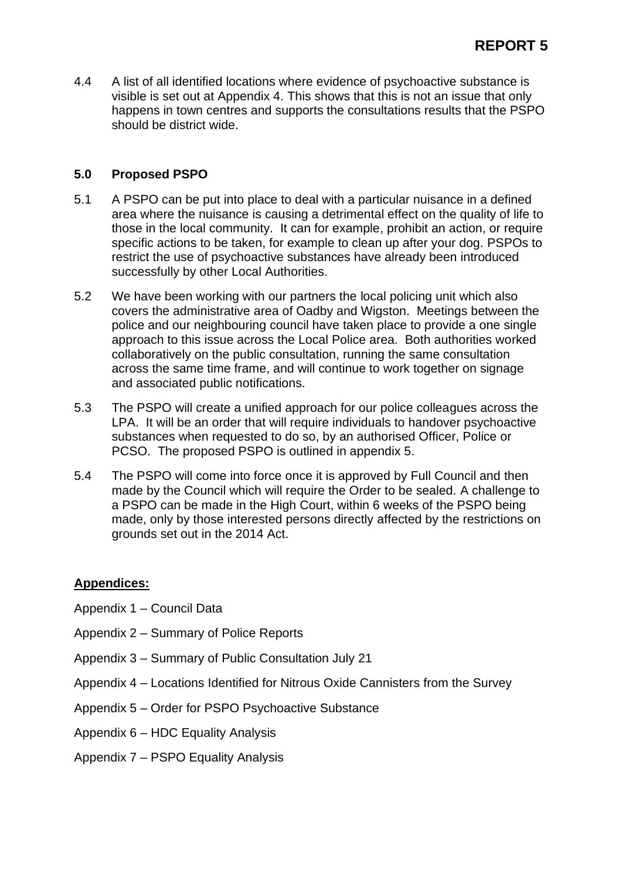4.4 A list of all identified locations where evidence of psychoactive substance is visible is set out at Appendix 4. This shows that this is not an issue that only happens in town centres and supports the consultations results that the PSPO should be district wide.

## 5.0 Proposed PSPO

5.1 A PSPO can be put into place to deal with a particular nuisance in a defined area where the nuisance is causing a detrimental effect on the quality of life to those in the local community. It can for example, prohibit an action, or require specific actions to be taken, for example to clean up after your dog. PSPOs to restrict the use of psychoactive substances have already been introduced successfully by other Local Authorities.

5.2 We have been working with our partners the local policing unit which also covers the administrative area of Oadby and Wigston. Meetings between the police and our neighbouring council have taken place to provide a one single approach to this issue across the Local Police area. Both authorities worked collaboratively on the public consultation, running the same consultation across the same time frame, and will continue to work together on signage and associated public notifications.

5.3 The PSPO will create a unified approach for our police colleagues across the LPA. It will be an order that will require individuals to handover psychoactive substances when requested to do so, by an authorised Officer, Police or PCSO. The proposed PSPO is outlined in appendix 5.

5.4 The PSPO will come into force once it is approved by Full Council and then made by the Council which will require the Order to be sealed. A challenge to a PSPO can be made in the High Court, within 6 weeks of the PSPO being made, only by those interested persons directly affected by the restrictions on grounds set out in the 2014 Act.

**Appendices:**

Appendix 1 – Council Data

Appendix 2 – Summary of Police Reports

Appendix 3 – Summary of Public Consultation July 21

Appendix 4 – Locations Identified for Nitrous Oxide Cannisters from the Survey

Appendix 5 – Order for PSPO Psychoactive Substance

Appendix 6 – HDC Equality Analysis

Appendix 7 – PSPO Equality Analysis